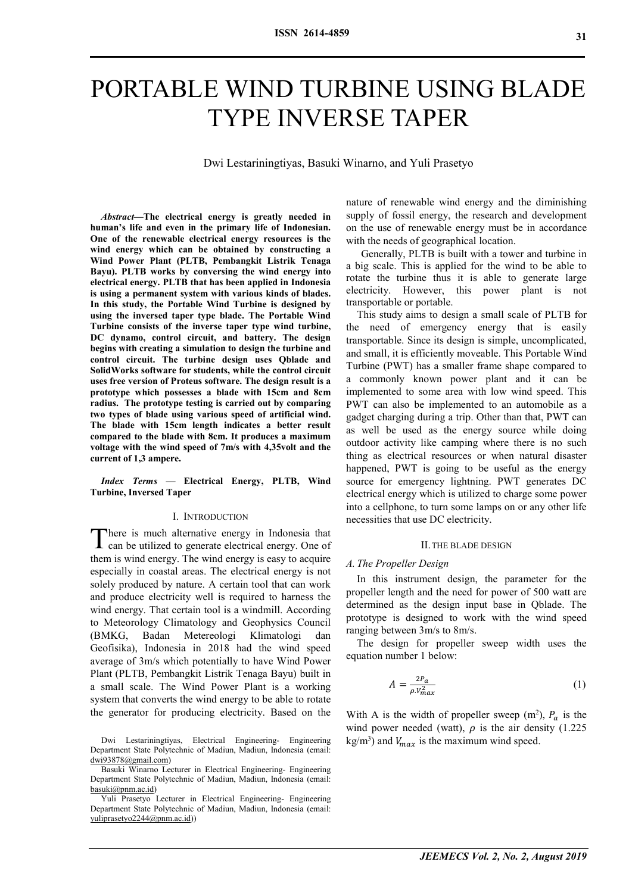# PORTABLE WIND TURBINE USING BLADE TYPE INVERSE TAPER

Dwi Lestariningtiyas, Basuki Winarno, and Yuli Prasetyo

***Abstract*—The electrical energy is greatly needed in human's life and even in the primary life of Indonesian. One of the renewable electrical energy resources is the wind energy which can be obtained by constructing a Wind Power Plant (PLTB, Pembangkit Listrik Tenaga Bayu). PLTB works by conversing the wind energy into electrical energy. PLTB that has been applied in Indonesia is using a permanent system with various kinds of blades. In this study, the Portable Wind Turbine is designed by using the inversed taper type blade. The Portable Wind Turbine consists of the inverse taper type wind turbine, DC dynamo, control circuit, and battery. The design begins with creating a simulation to design the turbine and control circuit. The turbine design uses Qblade and SolidWorks software for students, while the control circuit uses free version of Proteus software. The design result is a prototype which possesses a blade with 15cm and 8cm radius. The prototype testing is carried out by comparing two types of blade using various speed of artificial wind. The blade with 15cm length indicates a better result compared to the blade with 8cm. It produces a maximum voltage with the wind speed of 7m/s with 4,35volt and the current of 1,3 ampere.**

***Index Terms* — Electrical Energy, PLTB, Wind Turbine, Inversed Taper**

## I. Introduction

There is much alternative energy in Indonesia that can be utilized to generate electrical energy. One of them is wind energy. The wind energy is easy to acquire especially in coastal areas. The electrical energy is not solely produced by nature. A certain tool that can work and produce electricity well is required to harness the wind energy. That certain tool is a windmill. According to Meteorology Climatology and Geophysics Council (BMKG, Badan Metereologi Klimatologi dan Geofisika), Indonesia in 2018 had the wind speed average of 3m/s which potentially to have Wind Power Plant (PLTB, Pembangkit Listrik Tenaga Bayu) built in a small scale. The Wind Power Plant is a working system that converts the wind energy to be able to rotate the generator for producing electricity. Based on the nature of renewable wind energy and the diminishing supply of fossil energy, the research and development on the use of renewable energy must be in accordance with the needs of geographical location.

Generally, PLTB is built with a tower and turbine in a big scale. This is applied for the wind to be able to rotate the turbine thus it is able to generate large electricity. However, this power plant is not transportable or portable.

This study aims to design a small scale of PLTB for the need of emergency energy that is easily transportable. Since its design is simple, uncomplicated, and small, it is efficiently moveable. This Portable Wind Turbine (PWT) has a smaller frame shape compared to a commonly known power plant and it can be implemented to some area with low wind speed. This PWT can also be implemented to an automobile as a gadget charging during a trip. Other than that, PWT can as well be used as the energy source while doing outdoor activity like camping where there is no such thing as electrical resources or when natural disaster happened, PWT is going to be useful as the energy source for emergency lightning. PWT generates DC electrical energy which is utilized to charge some power into a cellphone, to turn some lamps on or any other life necessities that use DC electricity.

## II. The Blade Design

### *A. The Propeller Design*

In this instrument design, the parameter for the propeller length and the need for power of 500 watt are determined as the design input base in Qblade. The prototype is designed to work with the wind speed ranging between 3m/s to 8m/s.

The design for propeller sweep width uses the equation number 1 below:

$$A = \frac{2P_a}{\rho . V_{max}^2} \quad (1)$$

With A is the width of propeller sweep ($m^2$), $P_a$ is the wind power needed (watt), $\rho$ is the air density (1.225 $kg/m^3$) and $V_{max}$ is the maximum wind speed.

Dwi Lestariningtiyas, Electrical Engineering- Engineering Department State Polytechnic of Madiun, Madiun, Indonesia (email: dwi93878@gmail.com)

Basuki Winarno Lecturer in Electrical Engineering- Engineering Department State Polytechnic of Madiun, Madiun, Indonesia (email: basuki@pnm.ac.id)

Yuli Prasetyo Lecturer in Electrical Engineering- Engineering Department State Polytechnic of Madiun, Madiun, Indonesia (email: yuliprasetyo2244@pnm.ac.id))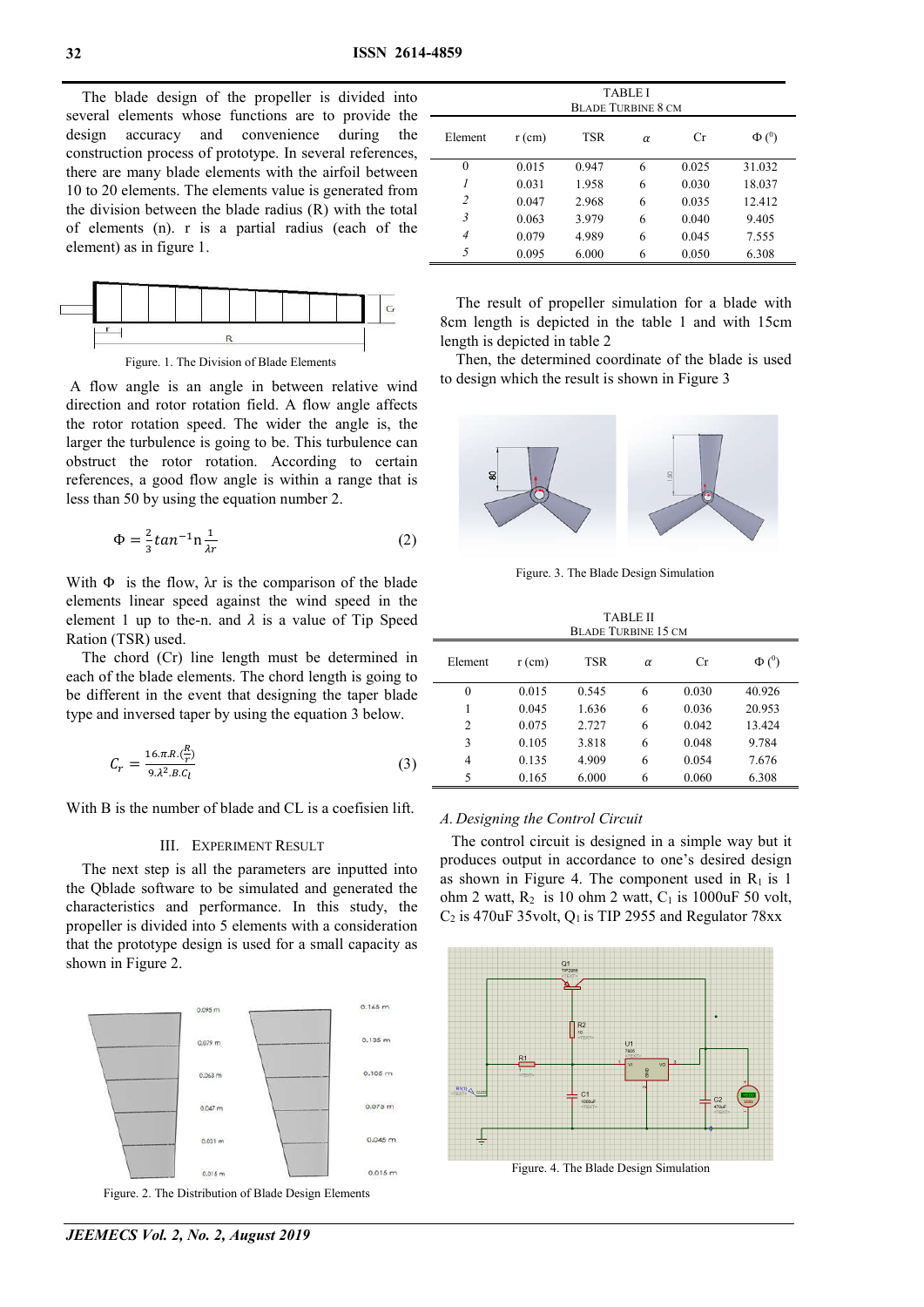The blade design of the propeller is divided into several elements whose functions are to provide the design accuracy and convenience during the construction process of prototype. In several references, there are many blade elements with the airfoil between 10 to 20 elements. The elements value is generated from the division between the blade radius (R) with the total of elements (n). r is a partial radius (each of the element) as in figure 1.

Figure. 1. The Division of Blade Elements

A flow angle is an angle in between relative wind direction and rotor rotation field. A flow angle affects the rotor rotation speed. The wider the angle is, the larger the turbulence is going to be. This turbulence can obstruct the rotor rotation. According to certain references, a good flow angle is within a range that is less than 50 by using the equation number 2.

$$\Phi = \frac{2}{3} tan^{-1} n \frac{1}{\lambda r} \tag{2}$$

With Φ is the flow, λr is the comparison of the blade elements linear speed against the wind speed in the element 1 up to the-n. and $\lambda$ is a value of Tip Speed Ration (TSR) used.

The chord (Cr) line length must be determined in each of the blade elements. The chord length is going to be different in the event that designing the taper blade type and inversed taper by using the equation 3 below.

$$C_r = \frac{16.\pi.R.(\frac{R}{r})}{9.\lambda^2.B.C_l} \tag{3}$$

With B is the number of blade and CL is a coefisien lift.

## III. Experiment Result

The next step is all the parameters are inputted into the Qblade software to be simulated and generated the characteristics and performance. In this study, the propeller is divided into 5 elements with a consideration that the prototype design is used for a small capacity as shown in Figure 2.

Figure. 2. The Distribution of Blade Design Elements

TABLE I
Blade Turbine 8 cm

| Element | r (cm) | TSR | $\alpha$ | Cr | Φ (⁰) |
|---|---|---|---|---|---|
| 0 | 0.015 | 0.947 | 6 | 0.025 | 31.032 |
| *1* | 0.031 | 1.958 | 6 | 0.030 | 18.037 |
| *2* | 0.047 | 2.968 | 6 | 0.035 | 12.412 |
| *3* | 0.063 | 3.979 | 6 | 0.040 | 9.405 |
| *4* | 0.079 | 4.989 | 6 | 0.045 | 7.555 |
| *5* | 0.095 | 6.000 | 6 | 0.050 | 6.308 |

The result of propeller simulation for a blade with 8cm length is depicted in the table 1 and with 15cm length is depicted in table 2

Then, the determined coordinate of the blade is used to design which the result is shown in Figure 3

Figure. 3. The Blade Design Simulation

TABLE II
Blade Turbine 15 cm

| Element | r (cm) | TSR | $\alpha$ | Cr | Φ (⁰) |
|---|---|---|---|---|---|
| 0 | 0.015 | 0.545 | 6 | 0.030 | 40.926 |
| 1 | 0.045 | 1.636 | 6 | 0.036 | 20.953 |
| 2 | 0.075 | 2.727 | 6 | 0.042 | 13.424 |
| 3 | 0.105 | 3.818 | 6 | 0.048 | 9.784 |
| 4 | 0.135 | 4.909 | 6 | 0.054 | 7.676 |
| 5 | 0.165 | 6.000 | 6 | 0.060 | 6.308 |

### *A. Designing the Control Circuit*

The control circuit is designed in a simple way but it produces output in accordance to one's desired design as shown in Figure 4. The component used in $R_1$ is 1 ohm 2 watt, $R_2$ is 10 ohm 2 watt, $C_1$ is 1000uF 50 volt, $C_2$ is 470uF 35volt, $Q_1$ is TIP 2955 and Regulator 78xx

Figure. 4. The Blade Design Simulation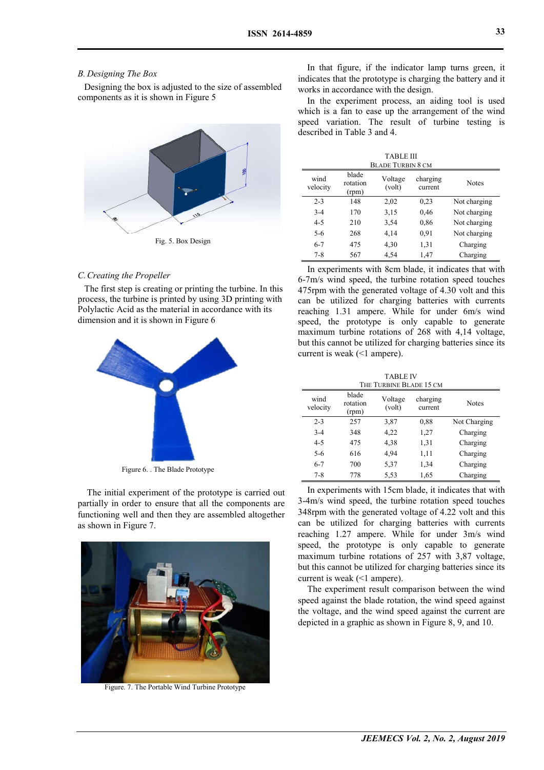### B. Designing The Box

Designing the box is adjusted to the size of assembled components as it is shown in Figure 5

Fig. 5. Box Design

### C. Creating the Propeller

The first step is creating or printing the turbine. In this process, the turbine is printed by using 3D printing with Polylactic Acid as the material in accordance with its dimension and it is shown in Figure 6

Figure 6. . The Blade Prototype

The initial experiment of the prototype is carried out partially in order to ensure that all the components are functioning well and then they are assembled altogether as shown in Figure 7.

Figure. 7. The Portable Wind Turbine Prototype

In that figure, if the indicator lamp turns green, it indicates that the prototype is charging the battery and it works in accordance with the design.

In the experiment process, an aiding tool is used which is a fan to ease up the arrangement of the wind speed variation. The result of turbine testing is described in Table 3 and 4.

TABLE III
BLADE TURBIN 8 CM

| wind velocity | blade rotation (rpm) | Voltage (volt) | charging current | Notes |
|---|---|---|---|---|
| 2-3 | 148 | 2,02 | 0,23 | Not charging |
| 3-4 | 170 | 3,15 | 0,46 | Not charging |
| 4-5 | 210 | 3,54 | 0,86 | Not charging |
| 5-6 | 268 | 4,14 | 0,91 | Not charging |
| 6-7 | 475 | 4,30 | 1,31 | Charging |
| 7-8 | 567 | 4,54 | 1,47 | Charging |

In experiments with 8cm blade, it indicates that with 6-7m/s wind speed, the turbine rotation speed touches 475rpm with the generated voltage of 4.30 volt and this can be utilized for charging batteries with currents reaching 1.31 ampere. While for under 6m/s wind speed, the prototype is only capable to generate maximum turbine rotations of 268 with 4,14 voltage, but this cannot be utilized for charging batteries since its current is weak (<1 ampere).

TABLE IV
THE TURBINE BLADE 15 CM

| wind velocity | blade rotation (rpm) | Voltage (volt) | charging current | Notes |
|---|---|---|---|---|
| 2-3 | 257 | 3,87 | 0,88 | Not Charging |
| 3-4 | 348 | 4,22 | 1,27 | Charging |
| 4-5 | 475 | 4,38 | 1,31 | Charging |
| 5-6 | 616 | 4,94 | 1,11 | Charging |
| 6-7 | 700 | 5,37 | 1,34 | Charging |
| 7-8 | 778 | 5,53 | 1,65 | Charging |

In experiments with 15cm blade, it indicates that with 3-4m/s wind speed, the turbine rotation speed touches 348rpm with the generated voltage of 4.22 volt and this can be utilized for charging batteries with currents reaching 1.27 ampere. While for under 3m/s wind speed, the prototype is only capable to generate maximum turbine rotations of 257 with 3,87 voltage, but this cannot be utilized for charging batteries since its current is weak (<1 ampere).

The experiment result comparison between the wind speed against the blade rotation, the wind speed against the voltage, and the wind speed against the current are depicted in a graphic as shown in Figure 8, 9, and 10.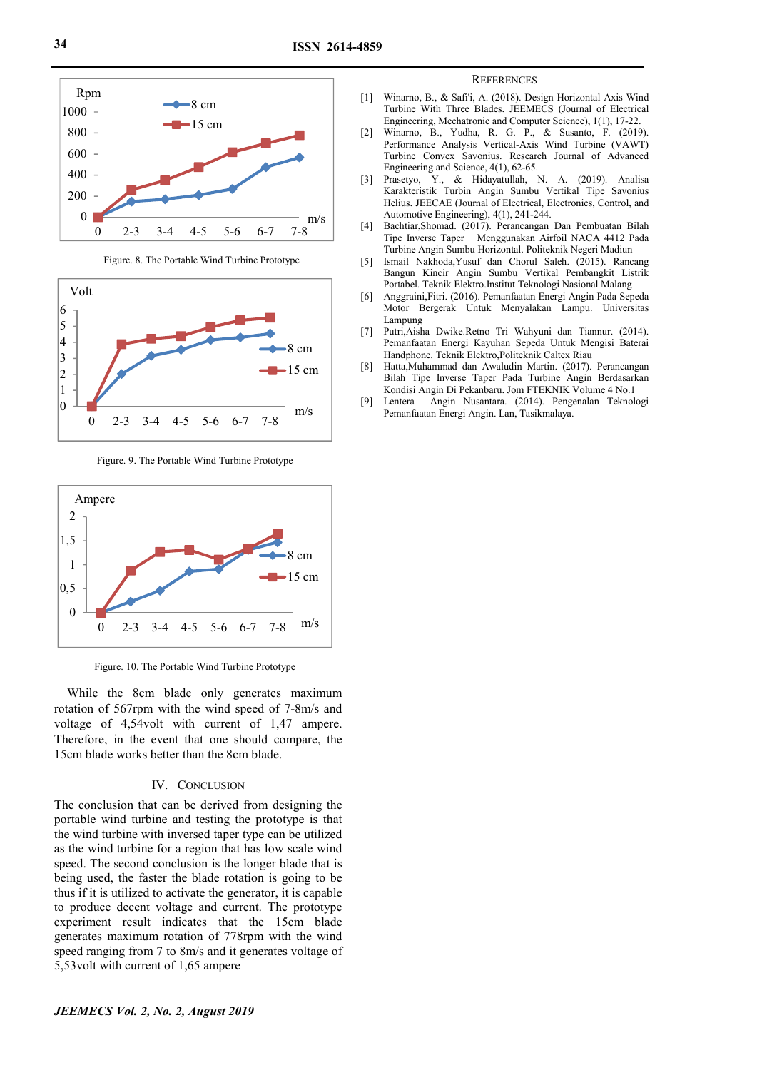Rpm
1000
800
600
400
200
0
0 2-3 3-4 4-5 5-6 6-7 7-8 m/s
8 cm
15 cm

Figure. 8. The Portable Wind Turbine Prototype

Volt
6
5
4
3
2
1
0
0 2-3 3-4 4-5 5-6 6-7 7-8 m/s
8 cm
15 cm

Figure. 9. The Portable Wind Turbine Prototype

Ampere
2
1,5
1
0,5
0
0 2-3 3-4 4-5 5-6 6-7 7-8 m/s
8 cm
15 cm

Figure. 10. The Portable Wind Turbine Prototype

While the 8cm blade only generates maximum rotation of 567rpm with the wind speed of 7-8m/s and voltage of 4,54volt with current of 1,47 ampere. Therefore, in the event that one should compare, the 15cm blade works better than the 8cm blade.

## IV. Conclusion

The conclusion that can be derived from designing the portable wind turbine and testing the prototype is that the wind turbine with inversed taper type can be utilized as the wind turbine for a region that has low scale wind speed. The second conclusion is the longer blade that is being used, the faster the blade rotation is going to be thus if it is utilized to activate the generator, it is capable to produce decent voltage and current. The prototype experiment result indicates that the 15cm blade generates maximum rotation of 778rpm with the wind speed ranging from 7 to 8m/s and it generates voltage of 5,53volt with current of 1,65 ampere

## References

[1] Winarno, B., & Safi'i, A. (2018). Design Horizontal Axis Wind Turbine With Three Blades. JEEMECS (Journal of Electrical Engineering, Mechatronic and Computer Science), 1(1), 17-22.

[2] Winarno, B., Yudha, R. G. P., & Susanto, F. (2019). Performance Analysis Vertical-Axis Wind Turbine (VAWT) Turbine Convex Savonius. Research Journal of Advanced Engineering and Science, 4(1), 62-65.

[3] Prasetyo, Y., & Hidayatullah, N. A. (2019). Analisa Karakteristik Turbin Angin Sumbu Vertikal Tipe Savonius Helius. JEECAE (Journal of Electrical, Electronics, Control, and Automotive Engineering), 4(1), 241-244.

[4] Bachtiar,Shomad. (2017). Perancangan Dan Pembuatan Bilah Tipe Inverse Taper Menggunakan Airfoil NACA 4412 Pada Turbine Angin Sumbu Horizontal. Politeknik Negeri Madiun

[5] Ismail Nakhoda,Yusuf dan Chorul Saleh. (2015). Rancang Bangun Kincir Angin Sumbu Vertikal Pembangkit Listrik Portabel. Teknik Elektro.Institut Teknologi Nasional Malang

[6] Anggraini,Fitri. (2016). Pemanfaatan Energi Angin Pada Sepeda Motor Bergerak Untuk Menyalakan Lampu. Universitas Lampung

[7] Putri,Aisha Dwike.Retno Tri Wahyuni dan Tiannur. (2014). Pemanfaatan Energi Kayuhan Sepeda Untuk Mengisi Baterai Handphone. Teknik Elektro,Politeknik Caltex Riau

[8] Hatta,Muhammad dan Awaludin Martin. (2017). Perancangan Bilah Tipe Inverse Taper Pada Turbine Angin Berdasarkan Kondisi Angin Di Pekanbaru. Jom FTEKNIK Volume 4 No.1

[9] Lentera Angin Nusantara. (2014). Pengenalan Teknologi Pemanfaatan Energi Angin. Lan, Tasikmalaya.